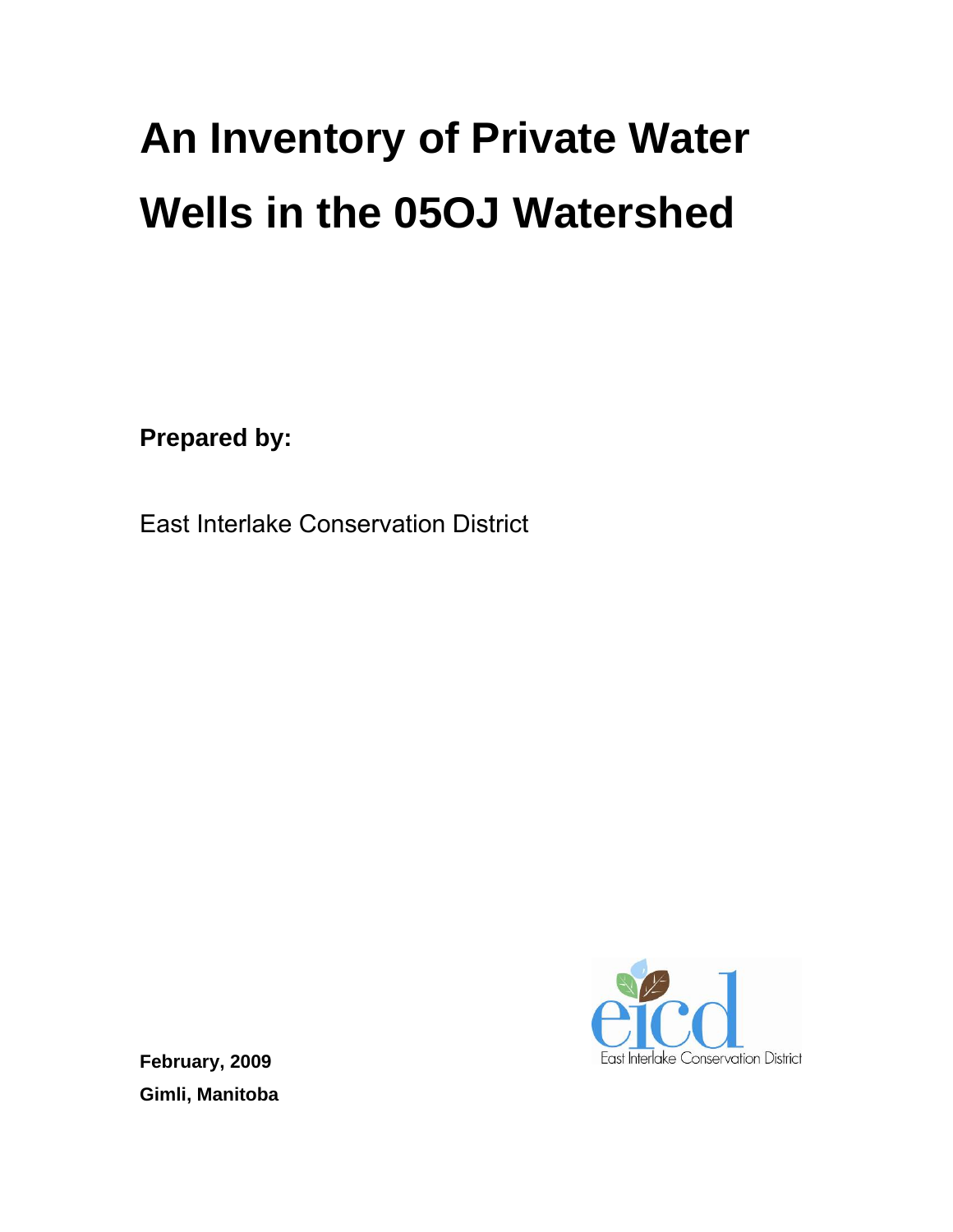# An Inventory of Private Water Wells in the 05OJ Watershed

**Prepared by:**

East Interlake Conservation District

**February, 2009**

**Gimli, Manitoba**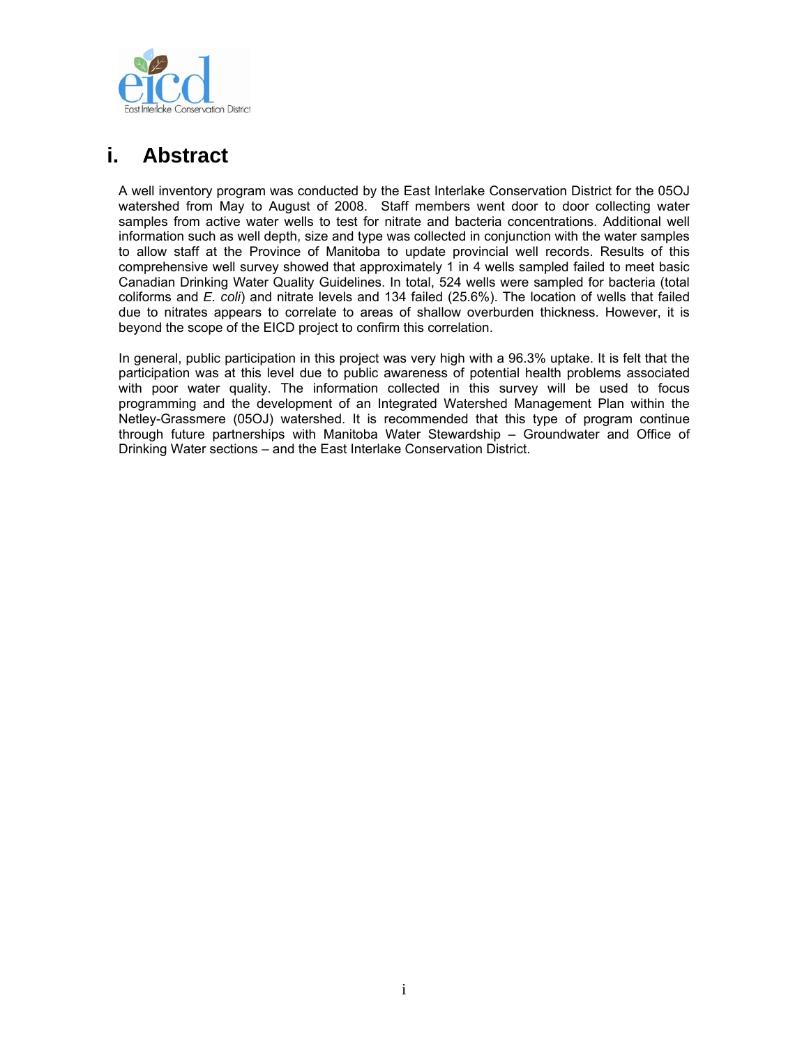# i. Abstract

A well inventory program was conducted by the East Interlake Conservation District for the 05OJ watershed from May to August of 2008. Staff members went door to door collecting water samples from active water wells to test for nitrate and bacteria concentrations. Additional well information such as well depth, size and type was collected in conjunction with the water samples to allow staff at the Province of Manitoba to update provincial well records. Results of this comprehensive well survey showed that approximately 1 in 4 wells sampled failed to meet basic Canadian Drinking Water Quality Guidelines. In total, 524 wells were sampled for bacteria (total coliforms and *E. coli*) and nitrate levels and 134 failed (25.6%). The location of wells that failed due to nitrates appears to correlate to areas of shallow overburden thickness. However, it is beyond the scope of the EICD project to confirm this correlation.

In general, public participation in this project was very high with a 96.3% uptake. It is felt that the participation was at this level due to public awareness of potential health problems associated with poor water quality. The information collected in this survey will be used to focus programming and the development of an Integrated Watershed Management Plan within the Netley-Grassmere (05OJ) watershed. It is recommended that this type of program continue through future partnerships with Manitoba Water Stewardship – Groundwater and Office of Drinking Water sections – and the East Interlake Conservation District.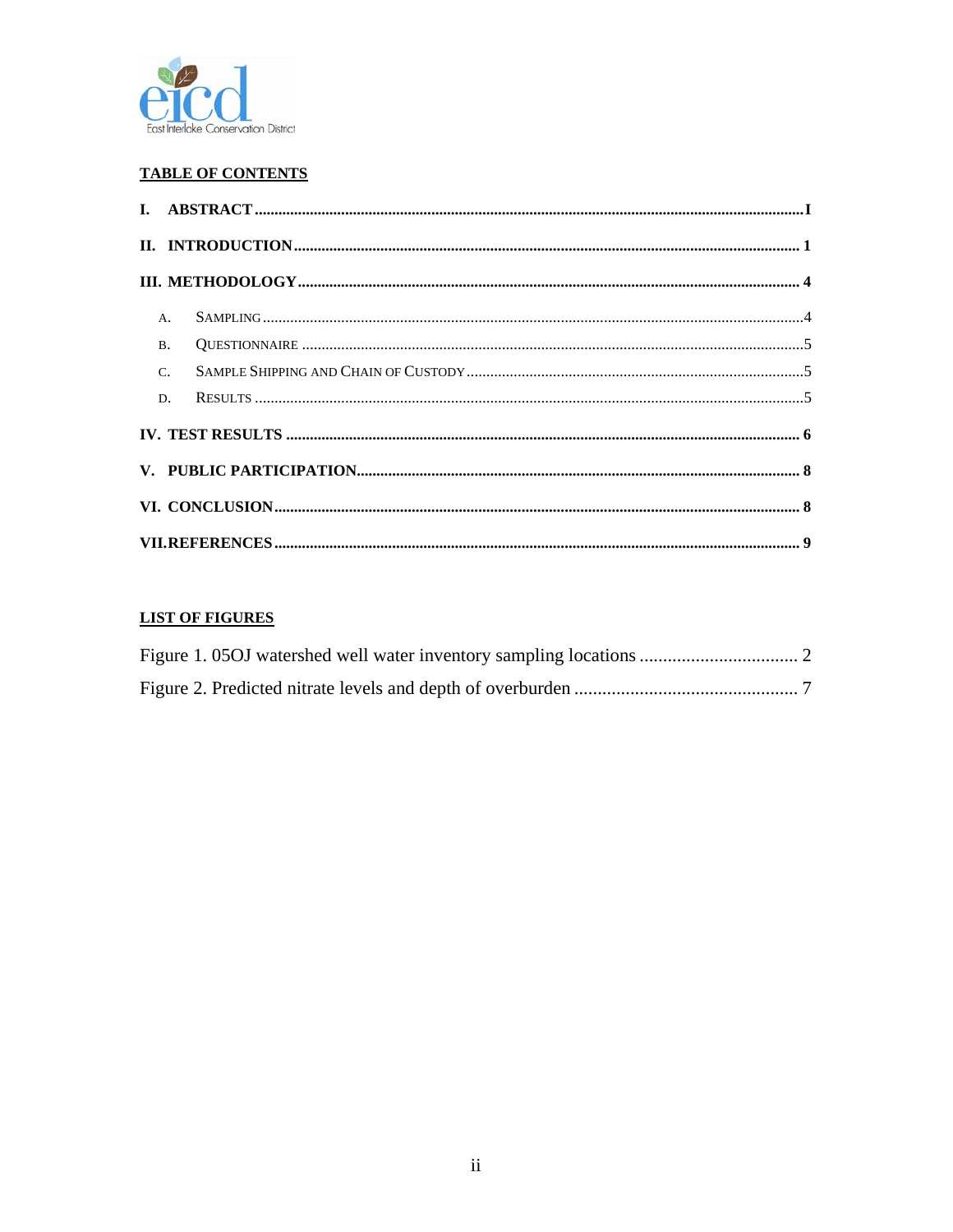## TABLE OF CONTENTS

**I. ABSTRACT** ........ I

**II. INTRODUCTION** ........ 1

**III. METHODOLOGY** ........ 4

- A. SAMPLING ........ 4
- B. QUESTIONNAIRE ........ 5
- C. SAMPLE SHIPPING AND CHAIN OF CUSTODY ........ 5
- D. RESULTS ........ 5

**IV. TEST RESULTS** ........ 6

**V. PUBLIC PARTICIPATION** ........ 8

**VI. CONCLUSION** ........ 8

**VII. REFERENCES** ........ 9

## LIST OF FIGURES

Figure 1. 05OJ watershed well water inventory sampling locations ........ 2

Figure 2. Predicted nitrate levels and depth of overburden ........ 7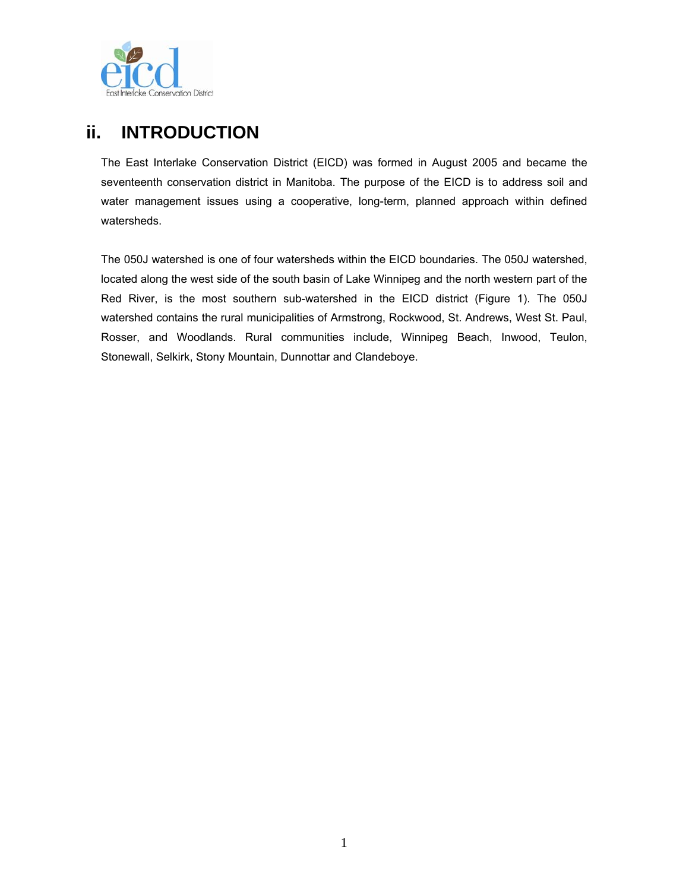## ii. INTRODUCTION

The East Interlake Conservation District (EICD) was formed in August 2005 and became the seventeenth conservation district in Manitoba. The purpose of the EICD is to address soil and water management issues using a cooperative, long-term, planned approach within defined watersheds.

The 050J watershed is one of four watersheds within the EICD boundaries. The 050J watershed, located along the west side of the south basin of Lake Winnipeg and the north western part of the Red River, is the most southern sub-watershed in the EICD district (Figure 1). The 050J watershed contains the rural municipalities of Armstrong, Rockwood, St. Andrews, West St. Paul, Rosser, and Woodlands. Rural communities include, Winnipeg Beach, Inwood, Teulon, Stonewall, Selkirk, Stony Mountain, Dunnottar and Clandeboye.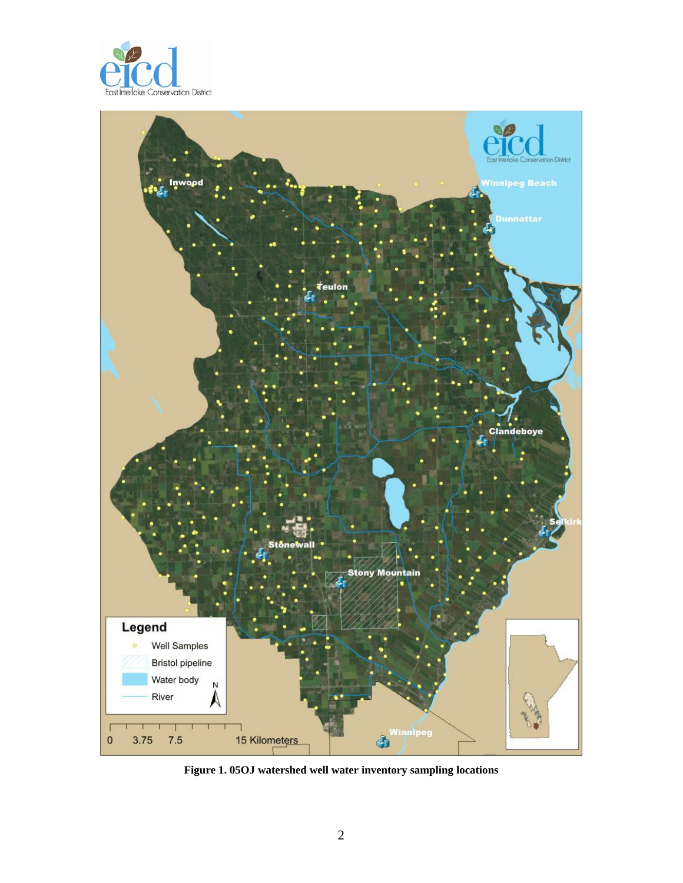**Figure 1. 05OJ watershed well water inventory sampling locations**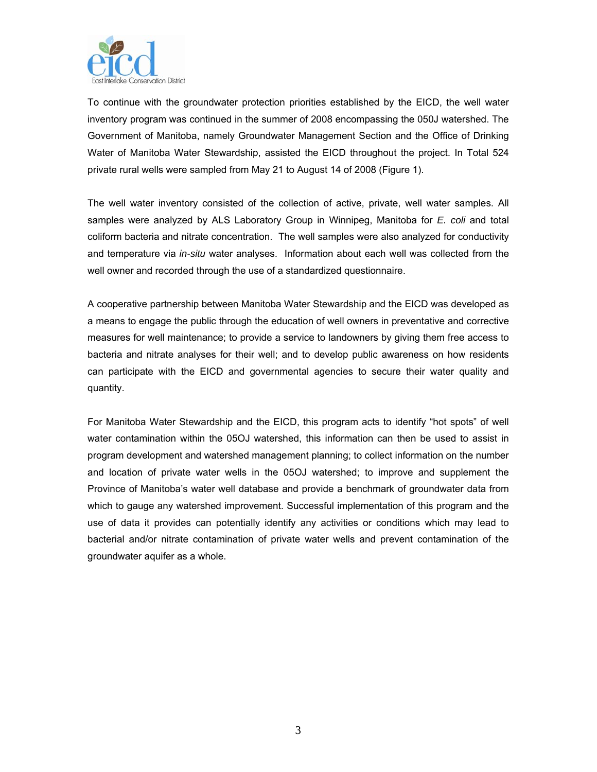To continue with the groundwater protection priorities established by the EICD, the well water inventory program was continued in the summer of 2008 encompassing the 050J watershed. The Government of Manitoba, namely Groundwater Management Section and the Office of Drinking Water of Manitoba Water Stewardship, assisted the EICD throughout the project. In Total 524 private rural wells were sampled from May 21 to August 14 of 2008 (Figure 1).

The well water inventory consisted of the collection of active, private, well water samples. All samples were analyzed by ALS Laboratory Group in Winnipeg, Manitoba for *E. coli* and total coliform bacteria and nitrate concentration. The well samples were also analyzed for conductivity and temperature via *in-situ* water analyses. Information about each well was collected from the well owner and recorded through the use of a standardized questionnaire.

A cooperative partnership between Manitoba Water Stewardship and the EICD was developed as a means to engage the public through the education of well owners in preventative and corrective measures for well maintenance; to provide a service to landowners by giving them free access to bacteria and nitrate analyses for their well; and to develop public awareness on how residents can participate with the EICD and governmental agencies to secure their water quality and quantity.

For Manitoba Water Stewardship and the EICD, this program acts to identify "hot spots" of well water contamination within the 05OJ watershed, this information can then be used to assist in program development and watershed management planning; to collect information on the number and location of private water wells in the 05OJ watershed; to improve and supplement the Province of Manitoba's water well database and provide a benchmark of groundwater data from which to gauge any watershed improvement. Successful implementation of this program and the use of data it provides can potentially identify any activities or conditions which may lead to bacterial and/or nitrate contamination of private water wells and prevent contamination of the groundwater aquifer as a whole.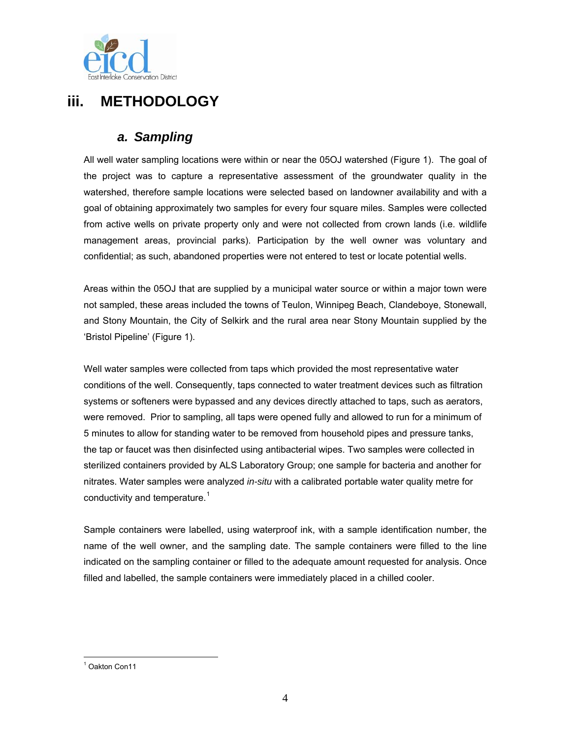# iii. METHODOLOGY

## a. Sampling

All well water sampling locations were within or near the 05OJ watershed (Figure 1). The goal of the project was to capture a representative assessment of the groundwater quality in the watershed, therefore sample locations were selected based on landowner availability and with a goal of obtaining approximately two samples for every four square miles. Samples were collected from active wells on private property only and were not collected from crown lands (i.e. wildlife management areas, provincial parks). Participation by the well owner was voluntary and confidential; as such, abandoned properties were not entered to test or locate potential wells.

Areas within the 05OJ that are supplied by a municipal water source or within a major town were not sampled, these areas included the towns of Teulon, Winnipeg Beach, Clandeboye, Stonewall, and Stony Mountain, the City of Selkirk and the rural area near Stony Mountain supplied by the 'Bristol Pipeline' (Figure 1).

Well water samples were collected from taps which provided the most representative water conditions of the well. Consequently, taps connected to water treatment devices such as filtration systems or softeners were bypassed and any devices directly attached to taps, such as aerators, were removed. Prior to sampling, all taps were opened fully and allowed to run for a minimum of 5 minutes to allow for standing water to be removed from household pipes and pressure tanks, the tap or faucet was then disinfected using antibacterial wipes. Two samples were collected in sterilized containers provided by ALS Laboratory Group; one sample for bacteria and another for nitrates. Water samples were analyzed *in-situ* with a calibrated portable water quality metre for conductivity and temperature.[1]

Sample containers were labelled, using waterproof ink, with a sample identification number, the name of the well owner, and the sampling date. The sample containers were filled to the line indicated on the sampling container or filled to the adequate amount requested for analysis. Once filled and labelled, the sample containers were immediately placed in a chilled cooler.

---

[1] Oakton Con11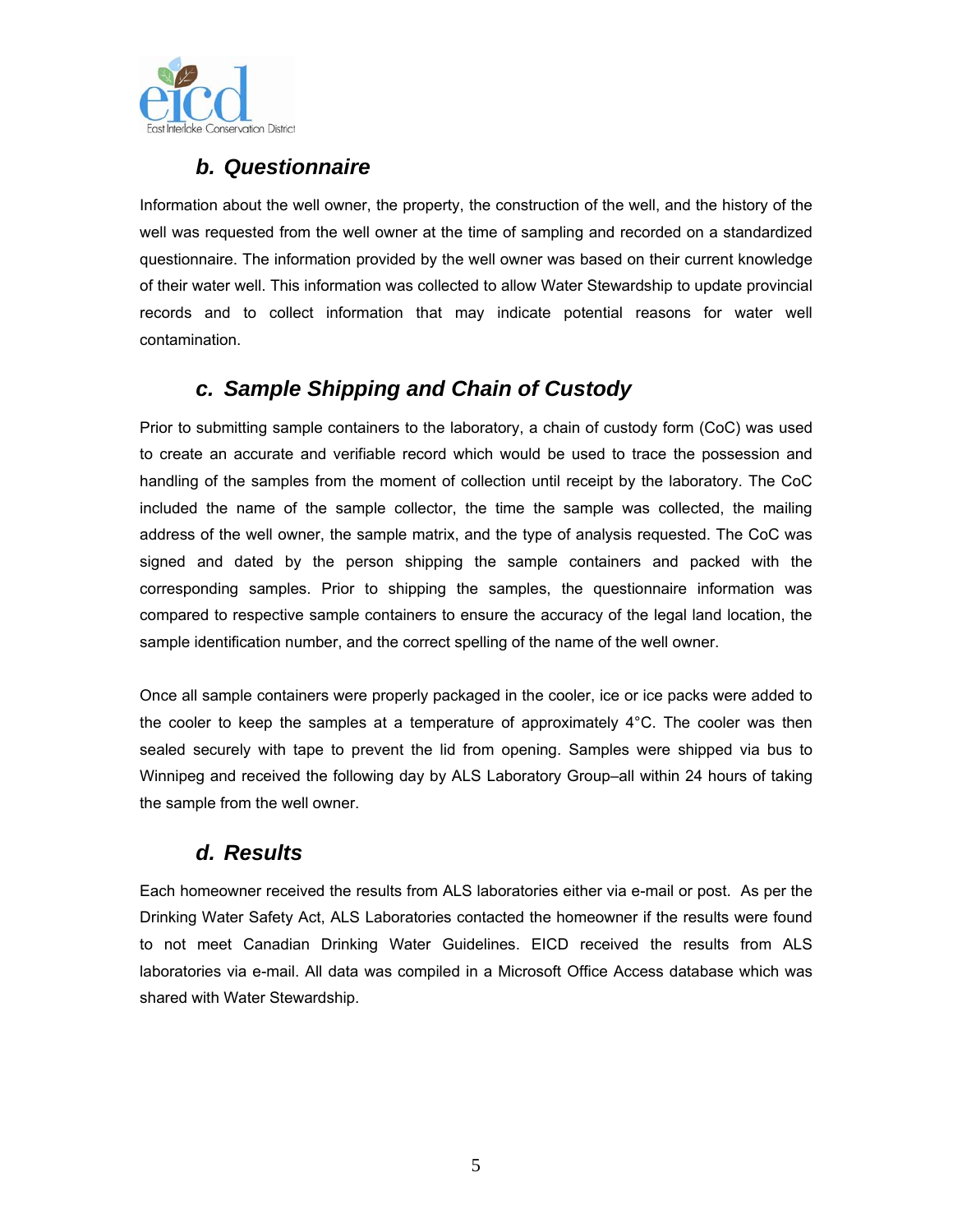### b. Questionnaire

Information about the well owner, the property, the construction of the well, and the history of the well was requested from the well owner at the time of sampling and recorded on a standardized questionnaire. The information provided by the well owner was based on their current knowledge of their water well. This information was collected to allow Water Stewardship to update provincial records and to collect information that may indicate potential reasons for water well contamination.

### c. Sample Shipping and Chain of Custody

Prior to submitting sample containers to the laboratory, a chain of custody form (CoC) was used to create an accurate and verifiable record which would be used to trace the possession and handling of the samples from the moment of collection until receipt by the laboratory. The CoC included the name of the sample collector, the time the sample was collected, the mailing address of the well owner, the sample matrix, and the type of analysis requested. The CoC was signed and dated by the person shipping the sample containers and packed with the corresponding samples. Prior to shipping the samples, the questionnaire information was compared to respective sample containers to ensure the accuracy of the legal land location, the sample identification number, and the correct spelling of the name of the well owner.

Once all sample containers were properly packaged in the cooler, ice or ice packs were added to the cooler to keep the samples at a temperature of approximately 4°C. The cooler was then sealed securely with tape to prevent the lid from opening. Samples were shipped via bus to Winnipeg and received the following day by ALS Laboratory Group–all within 24 hours of taking the sample from the well owner.

### d. Results

Each homeowner received the results from ALS laboratories either via e-mail or post. As per the Drinking Water Safety Act, ALS Laboratories contacted the homeowner if the results were found to not meet Canadian Drinking Water Guidelines. EICD received the results from ALS laboratories via e-mail. All data was compiled in a Microsoft Office Access database which was shared with Water Stewardship.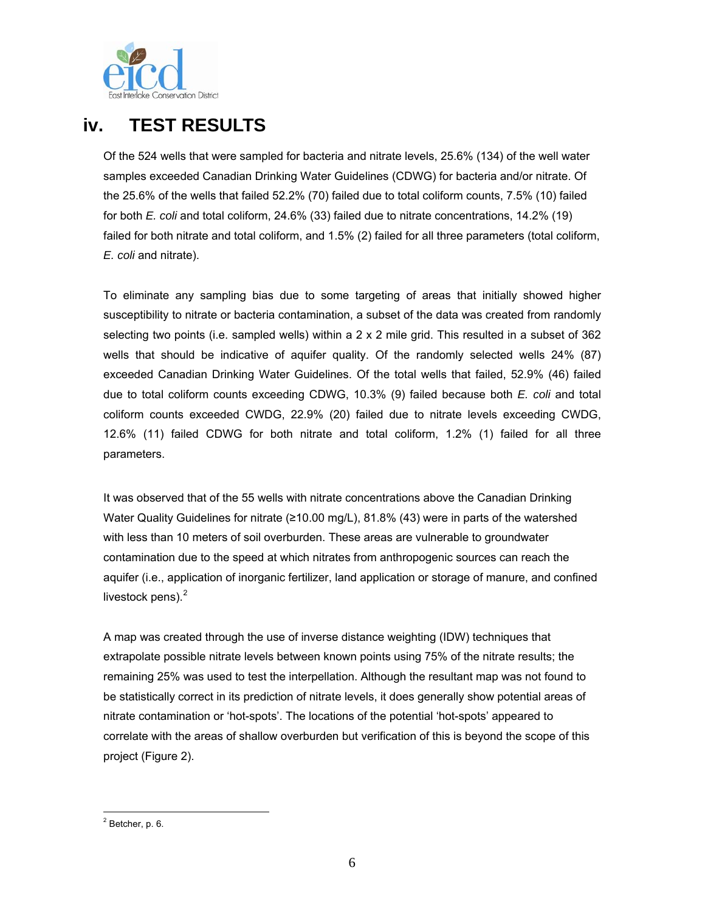## iv. TEST RESULTS

Of the 524 wells that were sampled for bacteria and nitrate levels, 25.6% (134) of the well water samples exceeded Canadian Drinking Water Guidelines (CDWG) for bacteria and/or nitrate. Of the 25.6% of the wells that failed 52.2% (70) failed due to total coliform counts, 7.5% (10) failed for both *E. coli* and total coliform, 24.6% (33) failed due to nitrate concentrations, 14.2% (19) failed for both nitrate and total coliform, and 1.5% (2) failed for all three parameters (total coliform, *E. coli* and nitrate).

To eliminate any sampling bias due to some targeting of areas that initially showed higher susceptibility to nitrate or bacteria contamination, a subset of the data was created from randomly selecting two points (i.e. sampled wells) within a 2 x 2 mile grid. This resulted in a subset of 362 wells that should be indicative of aquifer quality. Of the randomly selected wells 24% (87) exceeded Canadian Drinking Water Guidelines. Of the total wells that failed, 52.9% (46) failed due to total coliform counts exceeding CDWG, 10.3% (9) failed because both *E. coli* and total coliform counts exceeded CWDG, 22.9% (20) failed due to nitrate levels exceeding CWDG, 12.6% (11) failed CDWG for both nitrate and total coliform, 1.2% (1) failed for all three parameters.

It was observed that of the 55 wells with nitrate concentrations above the Canadian Drinking Water Quality Guidelines for nitrate (≥10.00 mg/L), 81.8% (43) were in parts of the watershed with less than 10 meters of soil overburden. These areas are vulnerable to groundwater contamination due to the speed at which nitrates from anthropogenic sources can reach the aquifer (i.e., application of inorganic fertilizer, land application or storage of manure, and confined livestock pens).[2]

A map was created through the use of inverse distance weighting (IDW) techniques that extrapolate possible nitrate levels between known points using 75% of the nitrate results; the remaining 25% was used to test the interpellation. Although the resultant map was not found to be statistically correct in its prediction of nitrate levels, it does generally show potential areas of nitrate contamination or 'hot-spots'. The locations of the potential 'hot-spots' appeared to correlate with the areas of shallow overburden but verification of this is beyond the scope of this project (Figure 2).

[2] Betcher, p. 6.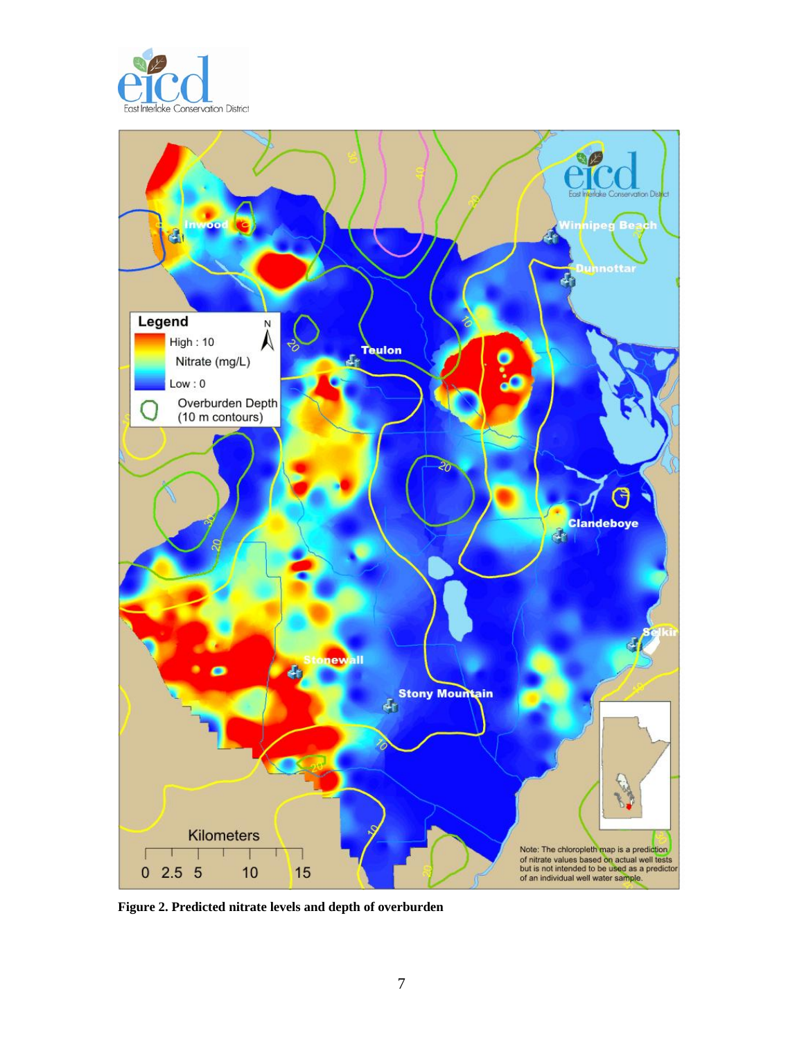**Figure 2. Predicted nitrate levels and depth of overburden**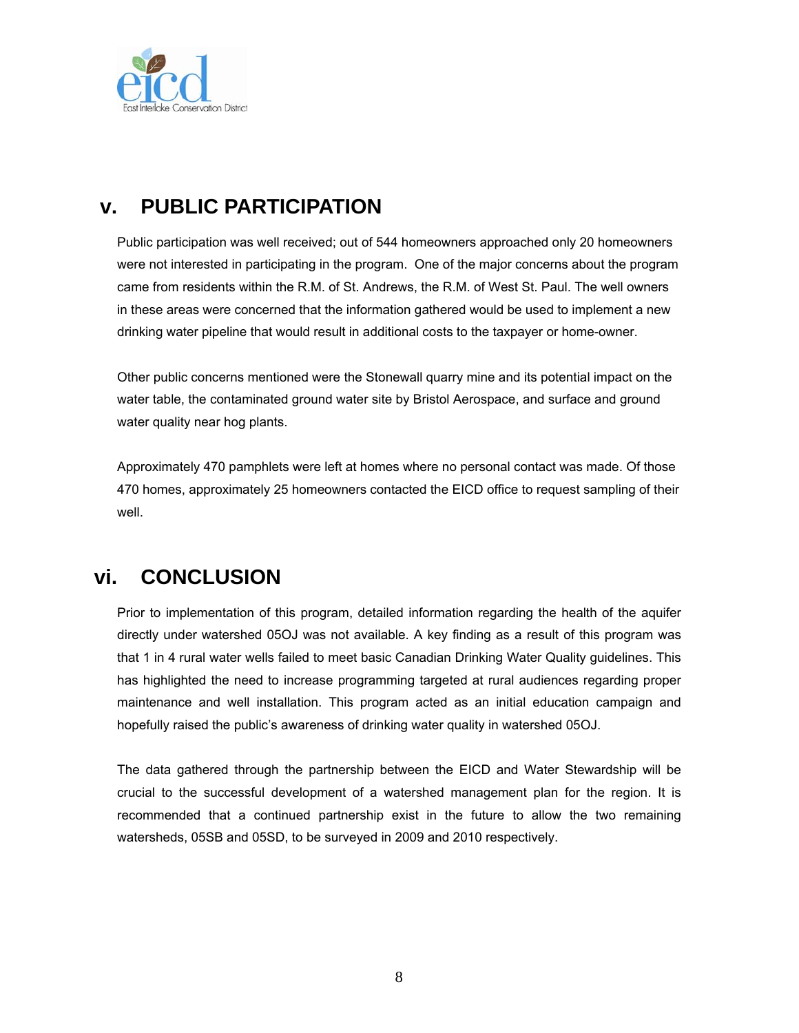## v. PUBLIC PARTICIPATION

Public participation was well received; out of 544 homeowners approached only 20 homeowners were not interested in participating in the program. One of the major concerns about the program came from residents within the R.M. of St. Andrews, the R.M. of West St. Paul. The well owners in these areas were concerned that the information gathered would be used to implement a new drinking water pipeline that would result in additional costs to the taxpayer or home-owner.

Other public concerns mentioned were the Stonewall quarry mine and its potential impact on the water table, the contaminated ground water site by Bristol Aerospace, and surface and ground water quality near hog plants.

Approximately 470 pamphlets were left at homes where no personal contact was made. Of those 470 homes, approximately 25 homeowners contacted the EICD office to request sampling of their well.

## vi. CONCLUSION

Prior to implementation of this program, detailed information regarding the health of the aquifer directly under watershed 05OJ was not available. A key finding as a result of this program was that 1 in 4 rural water wells failed to meet basic Canadian Drinking Water Quality guidelines. This has highlighted the need to increase programming targeted at rural audiences regarding proper maintenance and well installation. This program acted as an initial education campaign and hopefully raised the public's awareness of drinking water quality in watershed 05OJ.

The data gathered through the partnership between the EICD and Water Stewardship will be crucial to the successful development of a watershed management plan for the region. It is recommended that a continued partnership exist in the future to allow the two remaining watersheds, 05SB and 05SD, to be surveyed in 2009 and 2010 respectively.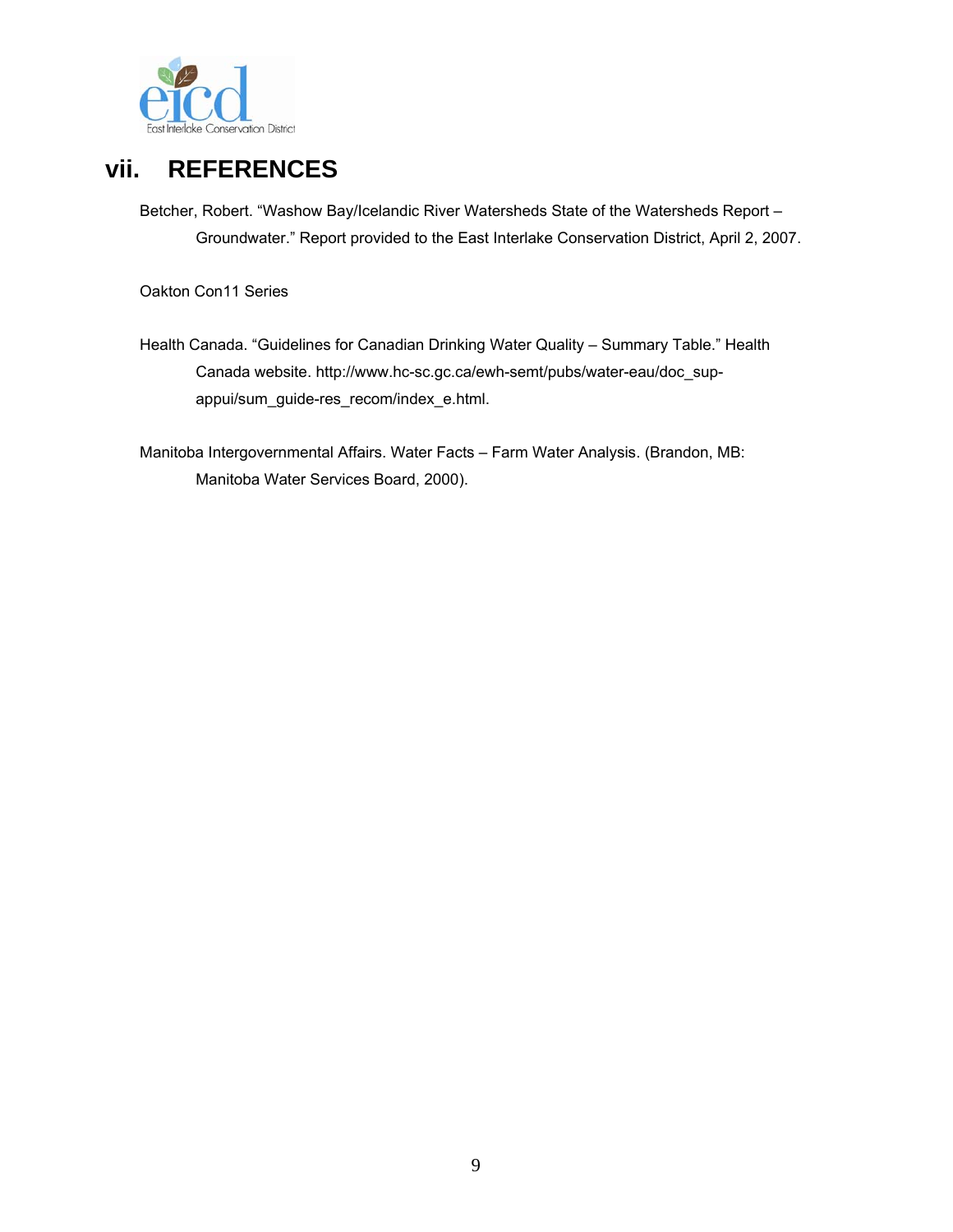## vii. REFERENCES

Betcher, Robert. "Washow Bay/Icelandic River Watersheds State of the Watersheds Report – Groundwater." Report provided to the East Interlake Conservation District, April 2, 2007.

Oakton Con11 Series

Health Canada. "Guidelines for Canadian Drinking Water Quality – Summary Table." Health Canada website. http://www.hc-sc.gc.ca/ewh-semt/pubs/water-eau/doc_sup-appui/sum_guide-res_recom/index_e.html.

Manitoba Intergovernmental Affairs. Water Facts – Farm Water Analysis. (Brandon, MB: Manitoba Water Services Board, 2000).